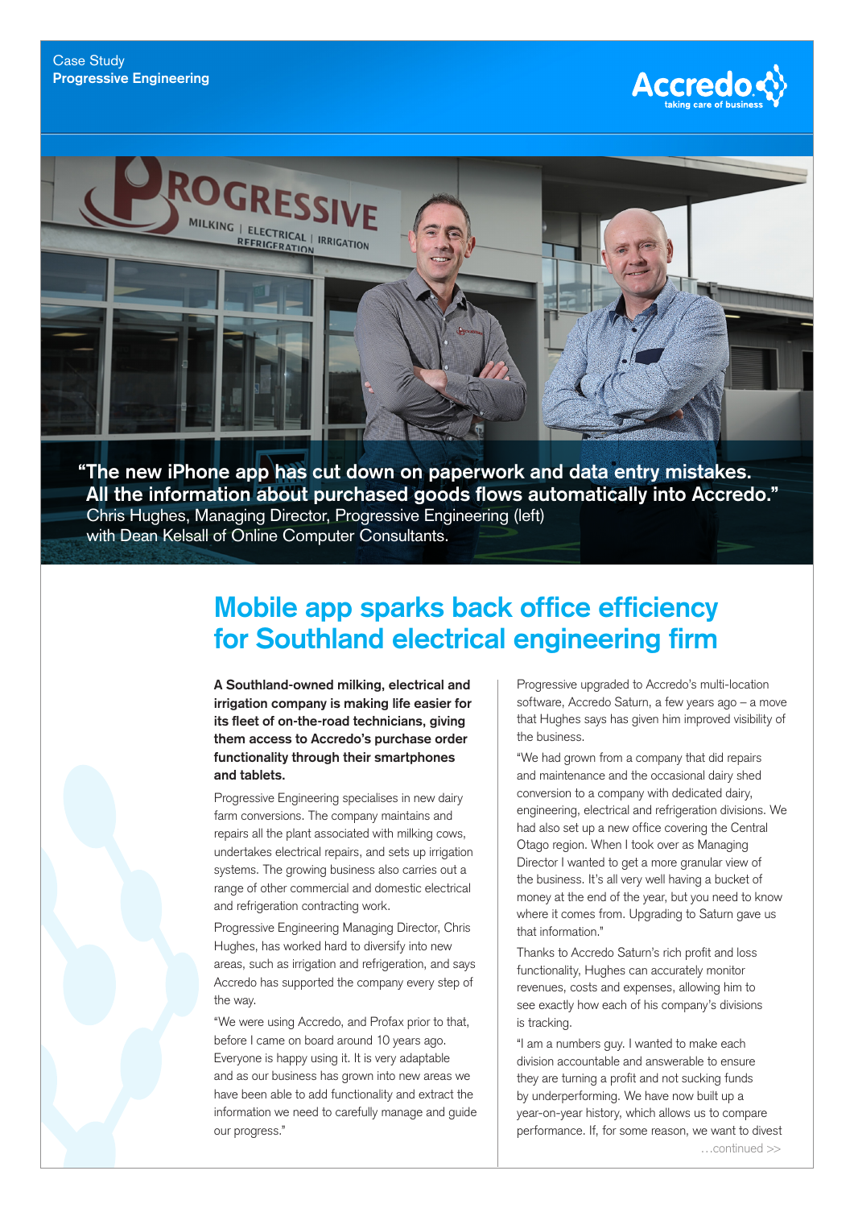Case Study
**Progressive Engineering**

**"The new iPhone app has cut down on paperwork and data entry mistakes. All the information about purchased goods flows automatically into Accredo."**
Chris Hughes, Managing Director, Progressive Engineering (left) with Dean Kelsall of Online Computer Consultants.

# Mobile app sparks back office efficiency for Southland electrical engineering firm

**A Southland-owned milking, electrical and irrigation company is making life easier for its fleet of on-the-road technicians, giving them access to Accredo's purchase order functionality through their smartphones and tablets.**

Progressive Engineering specialises in new dairy farm conversions. The company maintains and repairs all the plant associated with milking cows, undertakes electrical repairs, and sets up irrigation systems. The growing business also carries out a range of other commercial and domestic electrical and refrigeration contracting work.

Progressive Engineering Managing Director, Chris Hughes, has worked hard to diversify into new areas, such as irrigation and refrigeration, and says Accredo has supported the company every step of the way.

"We were using Accredo, and Profax prior to that, before I came on board around 10 years ago. Everyone is happy using it. It is very adaptable and as our business has grown into new areas we have been able to add functionality and extract the information we need to carefully manage and guide our progress."

Progressive upgraded to Accredo's multi-location software, Accredo Saturn, a few years ago – a move that Hughes says has given him improved visibility of the business.

"We had grown from a company that did repairs and maintenance and the occasional dairy shed conversion to a company with dedicated dairy, engineering, electrical and refrigeration divisions. We had also set up a new office covering the Central Otago region. When I took over as Managing Director I wanted to get a more granular view of the business. It's all very well having a bucket of money at the end of the year, but you need to know where it comes from. Upgrading to Saturn gave us that information."

Thanks to Accredo Saturn's rich profit and loss functionality, Hughes can accurately monitor revenues, costs and expenses, allowing him to see exactly how each of his company's divisions is tracking.

"I am a numbers guy. I wanted to make each division accountable and answerable to ensure they are turning a profit and not sucking funds by underperforming. We have now built up a year-on-year history, which allows us to compare performance. If, for some reason, we want to divest

…continued >>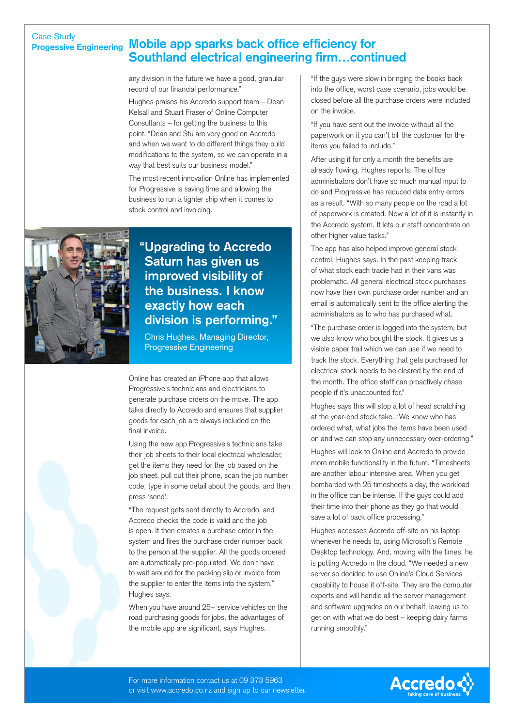Case Study
**Progessive Engineering**

# Mobile app sparks back office efficiency for Southland electrical engineering firm…continued

any division in the future we have a good, granular record of our financial performance."

Hughes praises his Accredo support team – Dean Kelsall and Stuart Fraser of Online Computer Consultants – for getting the business to this point. "Dean and Stu are very good on Accredo and when we want to do different things they build modifications to the system, so we can operate in a way that best suits our business model."

The most recent innovation Online has implemented for Progressive is saving time and allowing the business to run a tighter ship when it comes to stock control and invoicing.

> **"Upgrading to Accredo Saturn has given us improved visibility of the business. I know exactly how each division is performing."**
>
> Chris Hughes, Managing Director, Progressive Engineering

Online has created an iPhone app that allows Progressive's technicians and electricians to generate purchase orders on the move. The app talks directly to Accredo and ensures that supplier goods for each job are always included on the final invoice.

Using the new app Progressive's technicians take their job sheets to their local electrical wholesaler, get the items they need for the job based on the job sheet, pull out their phone, scan the job number code, type in some detail about the goods, and then press 'send'.

"The request gets sent directly to Accredo, and Accredo checks the code is valid and the job is open. It then creates a purchase order in the system and fires the purchase order number back to the person at the supplier. All the goods ordered are automatically pre-populated. We don't have to wait around for the packing slip or invoice from the supplier to enter the items into the system," Hughes says.

When you have around 25+ service vehicles on the road purchasing goods for jobs, the advantages of the mobile app are significant, says Hughes.

"If the guys were slow in bringing the books back into the office, worst case scenario, jobs would be closed before all the purchase orders were included on the invoice.

"If you have sent out the invoice without all the paperwork on it you can't bill the customer for the items you failed to include."

After using it for only a month the benefits are already flowing, Hughes reports. The office administrators don't have so much manual input to do and Progressive has reduced data entry errors as a result. "With so many people on the road a lot of paperwork is created. Now a lot of it is instantly in the Accredo system. It lets our staff concentrate on other higher value tasks."

The app has also helped improve general stock control, Hughes says. In the past keeping track of what stock each tradie had in their vans was problematic. All general electrical stock purchases now have their own purchase order number and an email is automatically sent to the office alerting the administrators as to who has purchased what.

"The purchase order is logged into the system, but we also know who bought the stock. It gives us a visible paper trail which we can use if we need to track the stock. Everything that gets purchased for electrical stock needs to be cleared by the end of the month. The office staff can proactively chase people if it's unaccounted for."

Hughes says this will stop a lot of head scratching at the year-end stock take. "We know who has ordered what, what jobs the items have been used on and we can stop any unnecessary over-ordering."

Hughes will look to Online and Accredo to provide more mobile functionality in the future. "Timesheets are another labour intensive area. When you get bombarded with 25 timesheets a day, the workload in the office can be intense. If the guys could add their time into their phone as they go that would save a lot of back office processing."

Hughes accesses Accredo off-site on his laptop whenever he needs to, using Microsoft's Remote Desktop technology. And, moving with the times, he is putting Accredo in the cloud. "We needed a new server so decided to use Online's Cloud Services capability to house it off-site. They are the computer experts and will handle all the server management and software upgrades on our behalf, leaving us to get on with what we do best – keeping dairy farms running smoothly."

For more information contact us at 09 373 5963
or visit www.accredo.co.nz and sign up to our newsletter.

Accredo
taking care of business